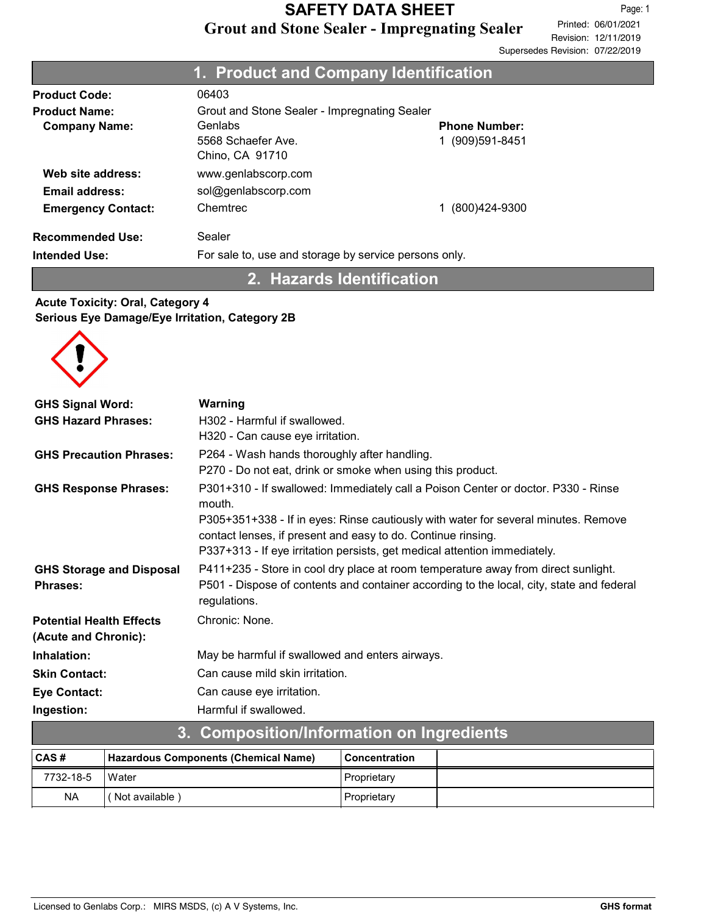# SAFETY DATA SHEET

## Grout and Stone Sealer - Impregnating Sealer

Printed: 06/01/2021
Revision: 12/11/2019
Supersedes Revision: 07/22/2019

## 1. Product and Company Identification

**Product Code:** 06403

**Product Name:** Grout and Stone Sealer - Impregnating Sealer

**Company Name:** Genlabs
5568 Schaefer Ave.
Chino, CA 91710

**Phone Number:** 1 (909)591-8451

**Web site address:** www.genlabscorp.com

**Email address:** sol@genlabscorp.com

**Emergency Contact:** Chemtrec 1 (800)424-9300

**Recommended Use:** Sealer

**Intended Use:** For sale to, use and storage by service persons only.

## 2. Hazards Identification

**Acute Toxicity: Oral, Category 4**
**Serious Eye Damage/Eye Irritation, Category 2B**

**GHS Signal Word:** **Warning**

**GHS Hazard Phrases:**
H302 - Harmful if swallowed.
H320 - Can cause eye irritation.

**GHS Precaution Phrases:**
P264 - Wash hands thoroughly after handling.
P270 - Do not eat, drink or smoke when using this product.

**GHS Response Phrases:**
P301+310 - If swallowed: Immediately call a Poison Center or doctor. P330 - Rinse mouth.
P305+351+338 - If in eyes: Rinse cautiously with water for several minutes. Remove contact lenses, if present and easy to do. Continue rinsing.
P337+313 - If eye irritation persists, get medical attention immediately.

**GHS Storage and Disposal Phrases:**
P411+235 - Store in cool dry place at room temperature away from direct sunlight.
P501 - Dispose of contents and container according to the local, city, state and federal regulations.

**Potential Health Effects (Acute and Chronic):** Chronic: None.

**Inhalation:** May be harmful if swallowed and enters airways.

**Skin Contact:** Can cause mild skin irritation.

**Eye Contact:** Can cause eye irritation.

**Ingestion:** Harmful if swallowed.

## 3. Composition/Information on Ingredients

| CAS # | Hazardous Components (Chemical Name) | Concentration | |
|---|---|---|---|
| 7732-18-5 | Water | Proprietary | |
| NA | ( Not available ) | Proprietary | |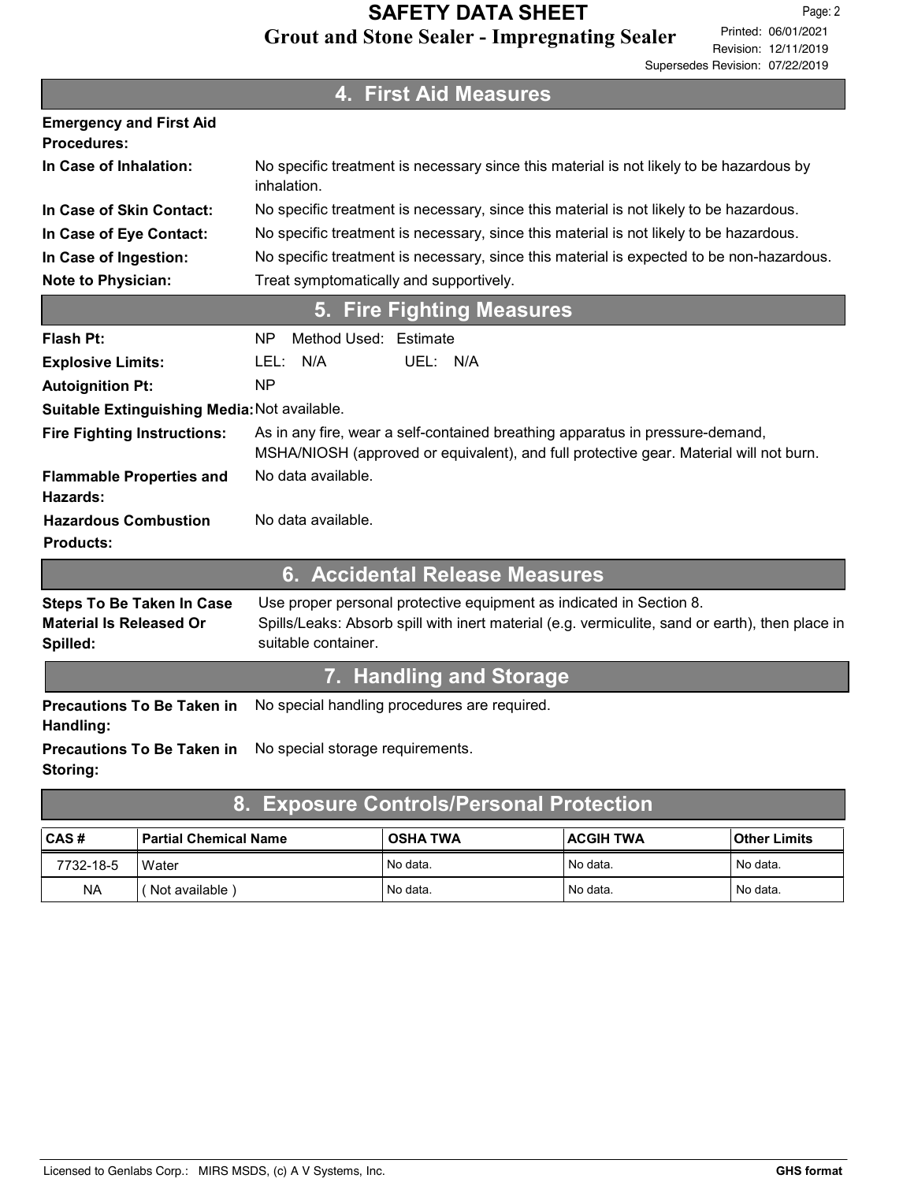## 4. First Aid Measures

**Emergency and First Aid Procedures:**

**In Case of Inhalation:** No specific treatment is necessary since this material is not likely to be hazardous by inhalation.

**In Case of Skin Contact:** No specific treatment is necessary, since this material is not likely to be hazardous.

**In Case of Eye Contact:** No specific treatment is necessary, since this material is not likely to be hazardous.

**In Case of Ingestion:** No specific treatment is necessary, since this material is expected to be non-hazardous.

**Note to Physician:** Treat symptomatically and supportively.

## 5. Fire Fighting Measures

**Flash Pt:** NP Method Used: Estimate

**Explosive Limits:** LEL: N/A UEL: N/A

**Autoignition Pt:** NP

**Suitable Extinguishing Media:** Not available.

**Fire Fighting Instructions:** As in any fire, wear a self-contained breathing apparatus in pressure-demand, MSHA/NIOSH (approved or equivalent), and full protective gear. Material will not burn.

**Flammable Properties and Hazards:** No data available.

**Hazardous Combustion Products:** No data available.

## 6. Accidental Release Measures

**Steps To Be Taken In Case Material Is Released Or Spilled:** Use proper personal protective equipment as indicated in Section 8.
Spills/Leaks: Absorb spill with inert material (e.g. vermiculite, sand or earth), then place in suitable container.

## 7. Handling and Storage

**Precautions To Be Taken in Handling:** No special handling procedures are required.

**Precautions To Be Taken in Storing:** No special storage requirements.

## 8. Exposure Controls/Personal Protection

| CAS # | Partial Chemical Name | OSHA TWA | ACGIH TWA | Other Limits |
|---|---|---|---|---|
| 7732-18-5 | Water | No data. | No data. | No data. |
| NA | ( Not available ) | No data. | No data. | No data. |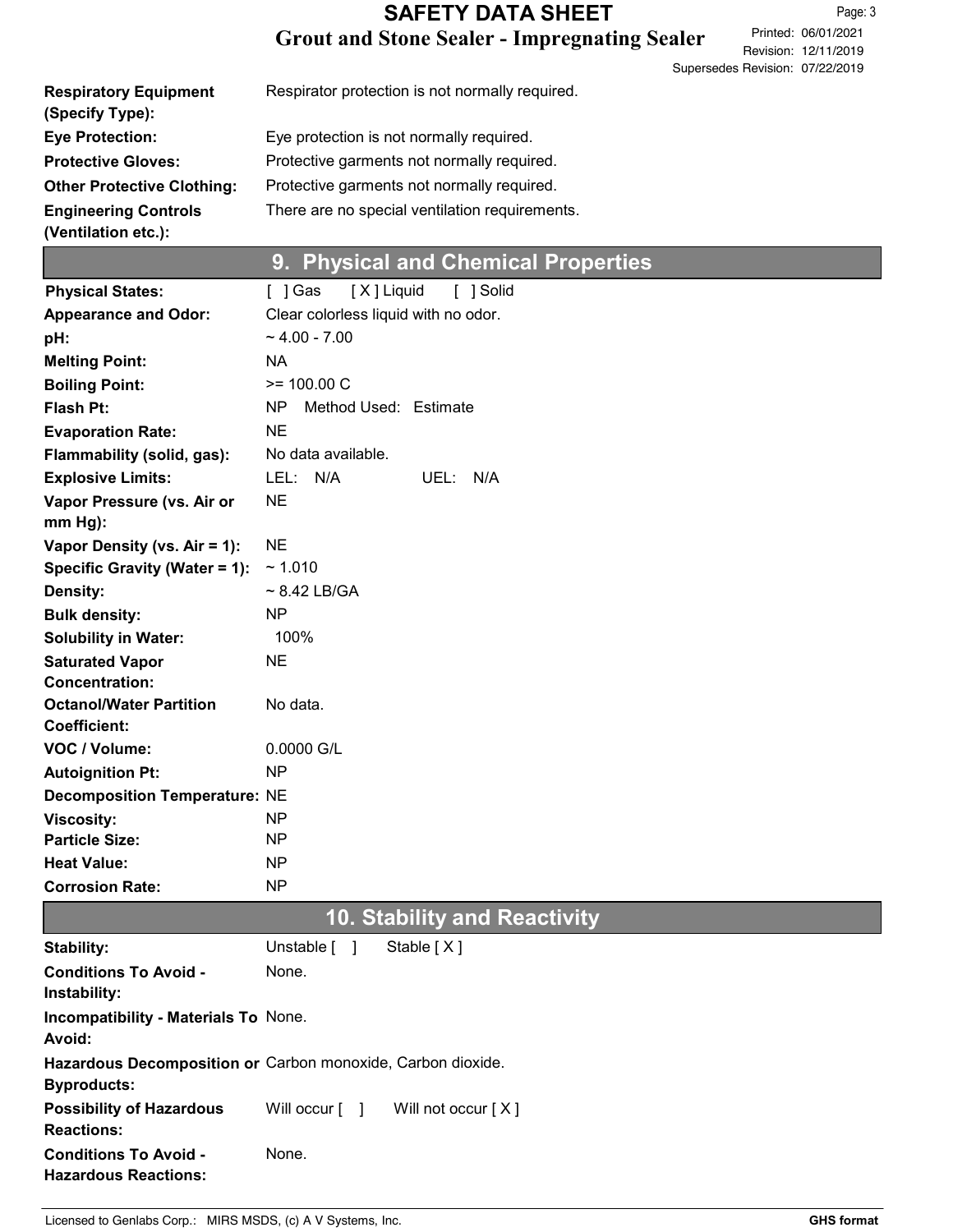| | |
|---|---|
| **Respiratory Equipment (Specify Type):** | Respirator protection is not normally required. |
| **Eye Protection:** | Eye protection is not normally required. |
| **Protective Gloves:** | Protective garments not normally required. |
| **Other Protective Clothing:** | Protective garments not normally required. |
| **Engineering Controls (Ventilation etc.):** | There are no special ventilation requirements. |

## 9. Physical and Chemical Properties

| | |
|---|---|
| **Physical States:** | [ ] Gas [X] Liquid [ ] Solid |
| **Appearance and Odor:** | Clear colorless liquid with no odor. |
| **pH:** | ~ 4.00 - 7.00 |
| **Melting Point:** | NA |
| **Boiling Point:** | >= 100.00 C |
| **Flash Pt:** | NP Method Used: Estimate |
| **Evaporation Rate:** | NE |
| **Flammability (solid, gas):** | No data available. |
| **Explosive Limits:** | LEL: N/A UEL: N/A |
| **Vapor Pressure (vs. Air or mm Hg):** | NE |
| **Vapor Density (vs. Air = 1):** | NE |
| **Specific Gravity (Water = 1):** | ~ 1.010 |
| **Density:** | ~ 8.42 LB/GA |
| **Bulk density:** | NP |
| **Solubility in Water:** | 100% |
| **Saturated Vapor Concentration:** | NE |
| **Octanol/Water Partition Coefficient:** | No data. |
| **VOC / Volume:** | 0.0000 G/L |
| **Autoignition Pt:** | NP |
| **Decomposition Temperature:** | NE |
| **Viscosity:** | NP |
| **Particle Size:** | NP |
| **Heat Value:** | NP |
| **Corrosion Rate:** | NP |

## 10. Stability and Reactivity

| | |
|---|---|
| **Stability:** | Unstable [ ] Stable [X] |
| **Conditions To Avoid - Instability:** | None. |
| **Incompatibility - Materials To Avoid:** | None. |
| **Hazardous Decomposition or Byproducts:** | Carbon monoxide, Carbon dioxide. |
| **Possibility of Hazardous Reactions:** | Will occur [ ] Will not occur [X] |
| **Conditions To Avoid - Hazardous Reactions:** | None. |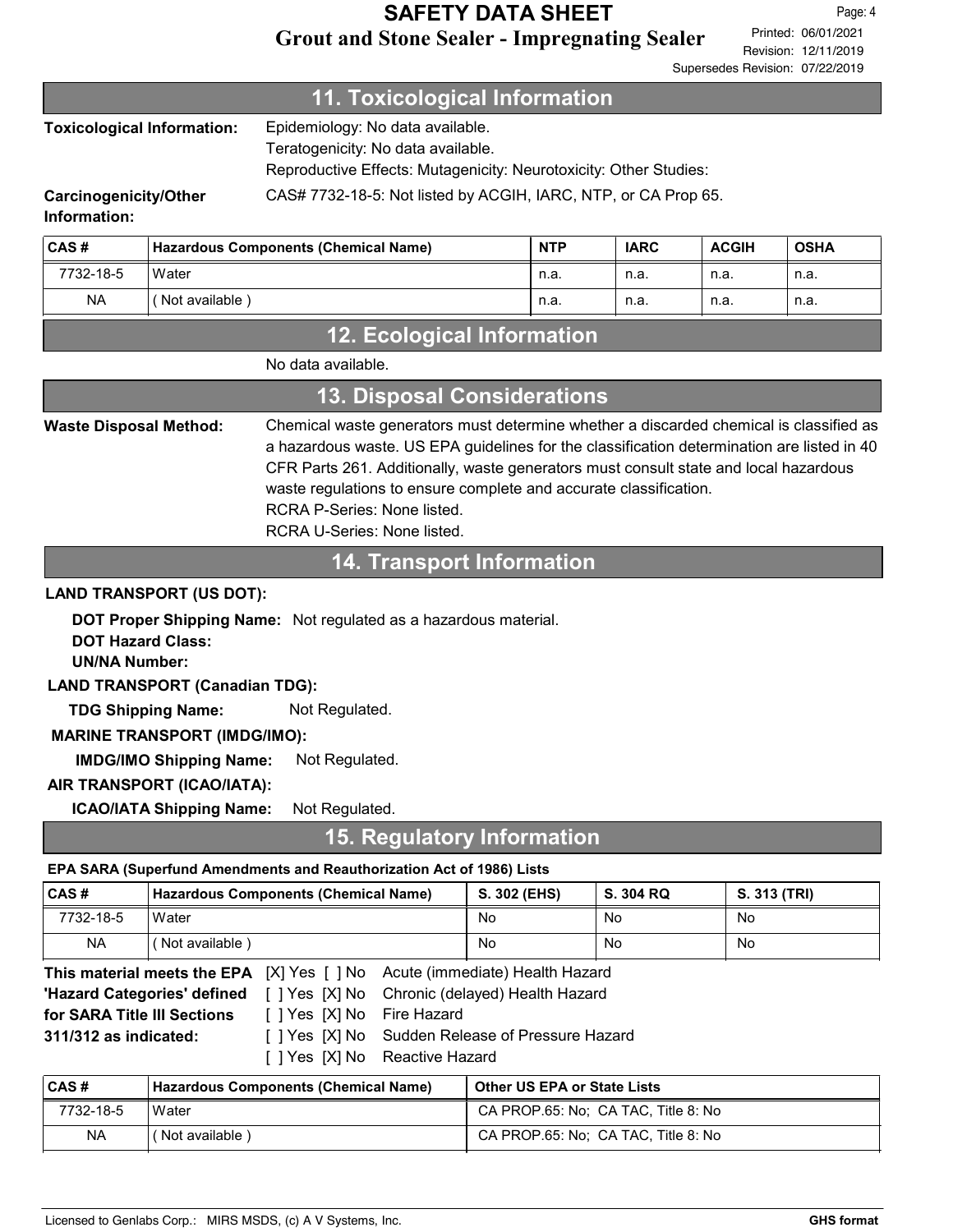## 11. Toxicological Information

**Toxicological Information:** Epidemiology: No data available.
Teratogenicity: No data available.
Reproductive Effects: Mutagenicity: Neurotoxicity: Other Studies:

**Carcinogenicity/Other Information:** CAS# 7732-18-5: Not listed by ACGIH, IARC, NTP, or CA Prop 65.

| CAS # | Hazardous Components (Chemical Name) | NTP | IARC | ACGIH | OSHA |
|---|---|---|---|---|---|
| 7732-18-5 | Water | n.a. | n.a. | n.a. | n.a. |
| NA | ( Not available ) | n.a. | n.a. | n.a. | n.a. |

## 12. Ecological Information

No data available.

## 13. Disposal Considerations

**Waste Disposal Method:** Chemical waste generators must determine whether a discarded chemical is classified as a hazardous waste. US EPA guidelines for the classification determination are listed in 40 CFR Parts 261. Additionally, waste generators must consult state and local hazardous waste regulations to ensure complete and accurate classification.
RCRA P-Series: None listed.
RCRA U-Series: None listed.

## 14. Transport Information

**LAND TRANSPORT (US DOT):**

**DOT Proper Shipping Name:** Not regulated as a hazardous material.
**DOT Hazard Class:**
**UN/NA Number:**

**LAND TRANSPORT (Canadian TDG):**

**TDG Shipping Name:** Not Regulated.

**MARINE TRANSPORT (IMDG/IMO):**

**IMDG/IMO Shipping Name:** Not Regulated.

**AIR TRANSPORT (ICAO/IATA):**

**ICAO/IATA Shipping Name:** Not Regulated.

## 15. Regulatory Information

**EPA SARA (Superfund Amendments and Reauthorization Act of 1986) Lists**

| CAS # | Hazardous Components (Chemical Name) | S. 302 (EHS) | S. 304 RQ | S. 313 (TRI) |
|---|---|---|---|---|
| 7732-18-5 | Water | No | No | No |
| NA | ( Not available ) | No | No | No |

**This material meets the EPA 'Hazard Categories' defined for SARA Title III Sections 311/312 as indicated:**

[X] Yes [ ] No Acute (immediate) Health Hazard
[ ] Yes [X] No Chronic (delayed) Health Hazard
[ ] Yes [X] No Fire Hazard
[ ] Yes [X] No Sudden Release of Pressure Hazard
[ ] Yes [X] No Reactive Hazard

| CAS # | Hazardous Components (Chemical Name) | Other US EPA or State Lists |
|---|---|---|
| 7732-18-5 | Water | CA PROP.65: No; CA TAC, Title 8: No |
| NA | ( Not available ) | CA PROP.65: No; CA TAC, Title 8: No |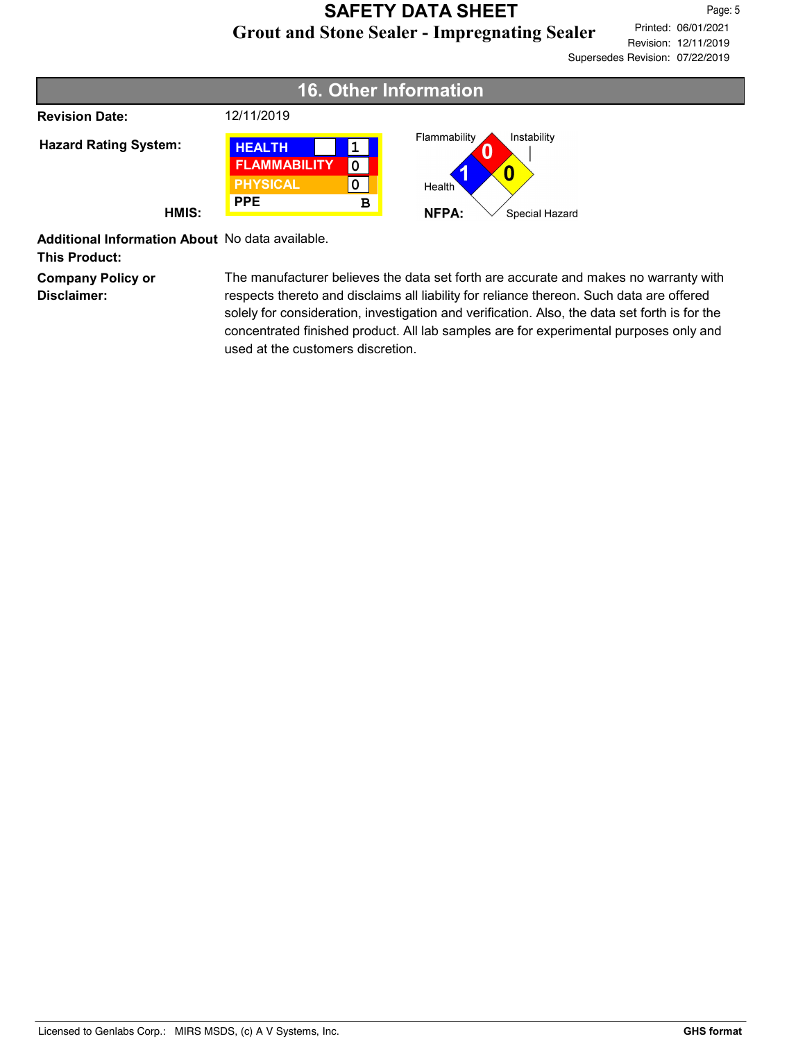## 16. Other Information

**Revision Date:** 12/11/2019

**Hazard Rating System:**

**HMIS:**

| | |
|---|---|
| HEALTH | 1 |
| FLAMMABILITY | 0 |
| PHYSICAL | 0 |
| PPE | B |

**NFPA:**

Flammability 0
Instability 0
Health 1
Special Hazard

**Additional Information About This Product:** No data available.

**Company Policy or Disclaimer:** The manufacturer believes the data set forth are accurate and makes no warranty with respects thereto and disclaims all liability for reliance thereon. Such data are offered solely for consideration, investigation and verification. Also, the data set forth is for the concentrated finished product. All lab samples are for experimental purposes only and used at the customers discretion.